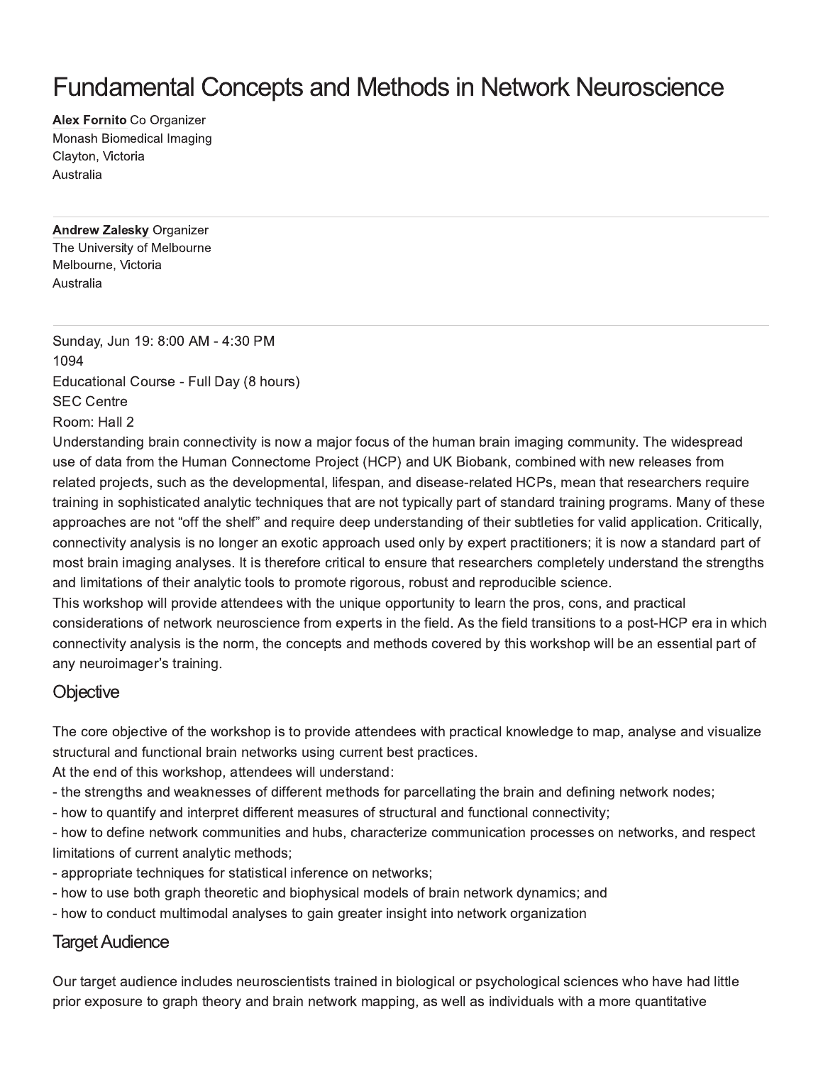# Fundamental Concepts and Methods in Network Neuroscience

**Alex Fornito** Co Organizer
Monash Biomedical Imaging
Clayton, Victoria
Australia

---

**Andrew Zalesky** Organizer
The University of Melbourne
Melbourne, Victoria
Australia

---

Sunday, Jun 19: 8:00 AM - 4:30 PM
1094
Educational Course - Full Day (8 hours)
SEC Centre
Room: Hall 2

Understanding brain connectivity is now a major focus of the human brain imaging community. The widespread use of data from the Human Connectome Project (HCP) and UK Biobank, combined with new releases from related projects, such as the developmental, lifespan, and disease-related HCPs, mean that researchers require training in sophisticated analytic techniques that are not typically part of standard training programs. Many of these approaches are not "off the shelf" and require deep understanding of their subtleties for valid application. Critically, connectivity analysis is no longer an exotic approach used only by expert practitioners; it is now a standard part of most brain imaging analyses. It is therefore critical to ensure that researchers completely understand the strengths and limitations of their analytic tools to promote rigorous, robust and reproducible science.

This workshop will provide attendees with the unique opportunity to learn the pros, cons, and practical considerations of network neuroscience from experts in the field. As the field transitions to a post-HCP era in which connectivity analysis is the norm, the concepts and methods covered by this workshop will be an essential part of any neuroimager's training.

## Objective

The core objective of the workshop is to provide attendees with practical knowledge to map, analyse and visualize structural and functional brain networks using current best practices.

At the end of this workshop, attendees will understand:

- the strengths and weaknesses of different methods for parcellating the brain and defining network nodes;
- how to quantify and interpret different measures of structural and functional connectivity;
- how to define network communities and hubs, characterize communication processes on networks, and respect limitations of current analytic methods;
- appropriate techniques for statistical inference on networks;
- how to use both graph theoretic and biophysical models of brain network dynamics; and
- how to conduct multimodal analyses to gain greater insight into network organization

## Target Audience

Our target audience includes neuroscientists trained in biological or psychological sciences who have had little prior exposure to graph theory and brain network mapping, as well as individuals with a more quantitative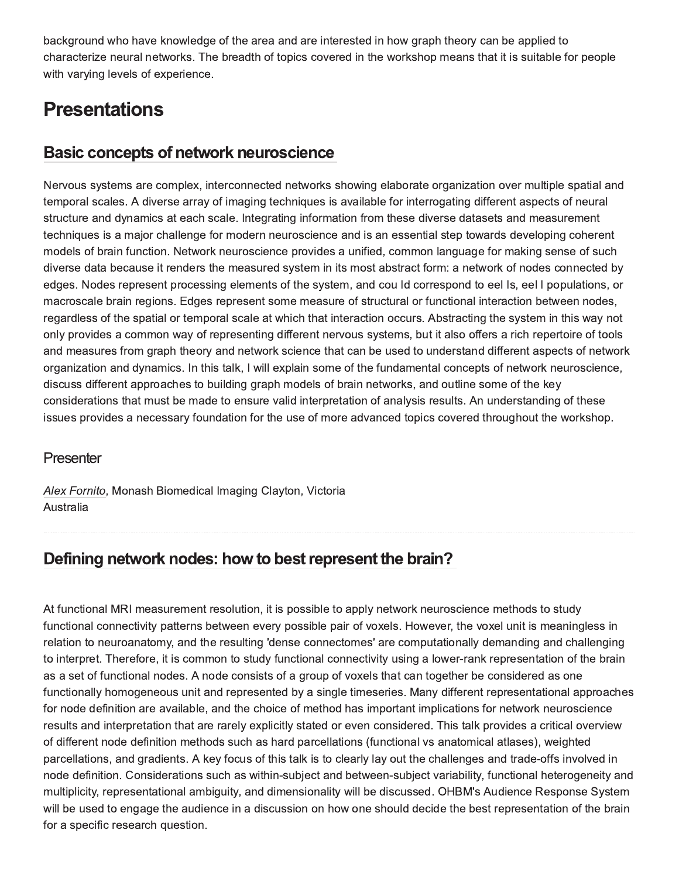background who have knowledge of the area and are interested in how graph theory can be applied to characterize neural networks. The breadth of topics covered in the workshop means that it is suitable for people with varying levels of experience.

# Presentations

## Basic concepts of network neuroscience

Nervous systems are complex, interconnected networks showing elaborate organization over multiple spatial and temporal scales. A diverse array of imaging techniques is available for interrogating different aspects of neural structure and dynamics at each scale. Integrating information from these diverse datasets and measurement techniques is a major challenge for modern neuroscience and is an essential step towards developing coherent models of brain function. Network neuroscience provides a unified, common language for making sense of such diverse data because it renders the measured system in its most abstract form: a network of nodes connected by edges. Nodes represent processing elements of the system, and cou ld correspond to eel ls, eel l populations, or macroscale brain regions. Edges represent some measure of structural or functional interaction between nodes, regardless of the spatial or temporal scale at which that interaction occurs. Abstracting the system in this way not only provides a common way of representing different nervous systems, but it also offers a rich repertoire of tools and measures from graph theory and network science that can be used to understand different aspects of network organization and dynamics. In this talk, I will explain some of the fundamental concepts of network neuroscience, discuss different approaches to building graph models of brain networks, and outline some of the key considerations that must be made to ensure valid interpretation of analysis results. An understanding of these issues provides a necessary foundation for the use of more advanced topics covered throughout the workshop.

### Presenter

*Alex Fornito*, Monash Biomedical Imaging Clayton, Victoria
Australia

## Defining network nodes: how to best represent the brain?

At functional MRI measurement resolution, it is possible to apply network neuroscience methods to study functional connectivity patterns between every possible pair of voxels. However, the voxel unit is meaningless in relation to neuroanatomy, and the resulting 'dense connectomes' are computationally demanding and challenging to interpret. Therefore, it is common to study functional connectivity using a lower-rank representation of the brain as a set of functional nodes. A node consists of a group of voxels that can together be considered as one functionally homogeneous unit and represented by a single timeseries. Many different representational approaches for node definition are available, and the choice of method has important implications for network neuroscience results and interpretation that are rarely explicitly stated or even considered. This talk provides a critical overview of different node definition methods such as hard parcellations (functional vs anatomical atlases), weighted parcellations, and gradients. A key focus of this talk is to clearly lay out the challenges and trade-offs involved in node definition. Considerations such as within-subject and between-subject variability, functional heterogeneity and multiplicity, representational ambiguity, and dimensionality will be discussed. OHBM's Audience Response System will be used to engage the audience in a discussion on how one should decide the best representation of the brain for a specific research question.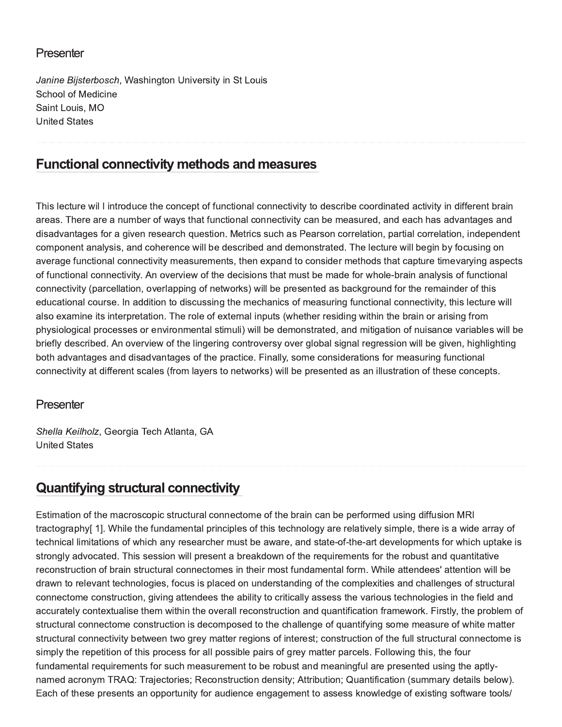## Presenter

*Janine Bijsterbosch*, Washington University in St Louis
School of Medicine
Saint Louis, MO
United States

## Functional connectivity methods and measures

This lecture wil l introduce the concept of functional connectivity to describe coordinated activity in different brain areas. There are a number of ways that functional connectivity can be measured, and each has advantages and disadvantages for a given research question. Metrics such as Pearson correlation, partial correlation, independent component analysis, and coherence will be described and demonstrated. The lecture will begin by focusing on average functional connectivity measurements, then expand to consider methods that capture timevarying aspects of functional connectivity. An overview of the decisions that must be made for whole-brain analysis of functional connectivity (parcellation, overlapping of networks) will be presented as background for the remainder of this educational course. In addition to discussing the mechanics of measuring functional connectivity, this lecture will also examine its interpretation. The role of external inputs (whether residing within the brain or arising from physiological processes or environmental stimuli) will be demonstrated, and mitigation of nuisance variables will be briefly described. An overview of the lingering controversy over global signal regression will be given, highlighting both advantages and disadvantages of the practice. Finally, some considerations for measuring functional connectivity at different scales (from layers to networks) will be presented as an illustration of these concepts.

## Presenter

*Shella Keilholz*, Georgia Tech Atlanta, GA
United States

## Quantifying structural connectivity

Estimation of the macroscopic structural connectome of the brain can be performed using diffusion MRI tractography[ 1]. While the fundamental principles of this technology are relatively simple, there is a wide array of technical limitations of which any researcher must be aware, and state-of-the-art developments for which uptake is strongly advocated. This session will present a breakdown of the requirements for the robust and quantitative reconstruction of brain structural connectomes in their most fundamental form. While attendees' attention will be drawn to relevant technologies, focus is placed on understanding of the complexities and challenges of structural connectome construction, giving attendees the ability to critically assess the various technologies in the field and accurately contextualise them within the overall reconstruction and quantification framework. Firstly, the problem of structural connectome construction is decomposed to the challenge of quantifying some measure of white matter structural connectivity between two grey matter regions of interest; construction of the full structural connectome is simply the repetition of this process for all possible pairs of grey matter parcels. Following this, the four fundamental requirements for such measurement to be robust and meaningful are presented using the aptly-named acronym TRAQ: Trajectories; Reconstruction density; Attribution; Quantification (summary details below). Each of these presents an opportunity for audience engagement to assess knowledge of existing software tools/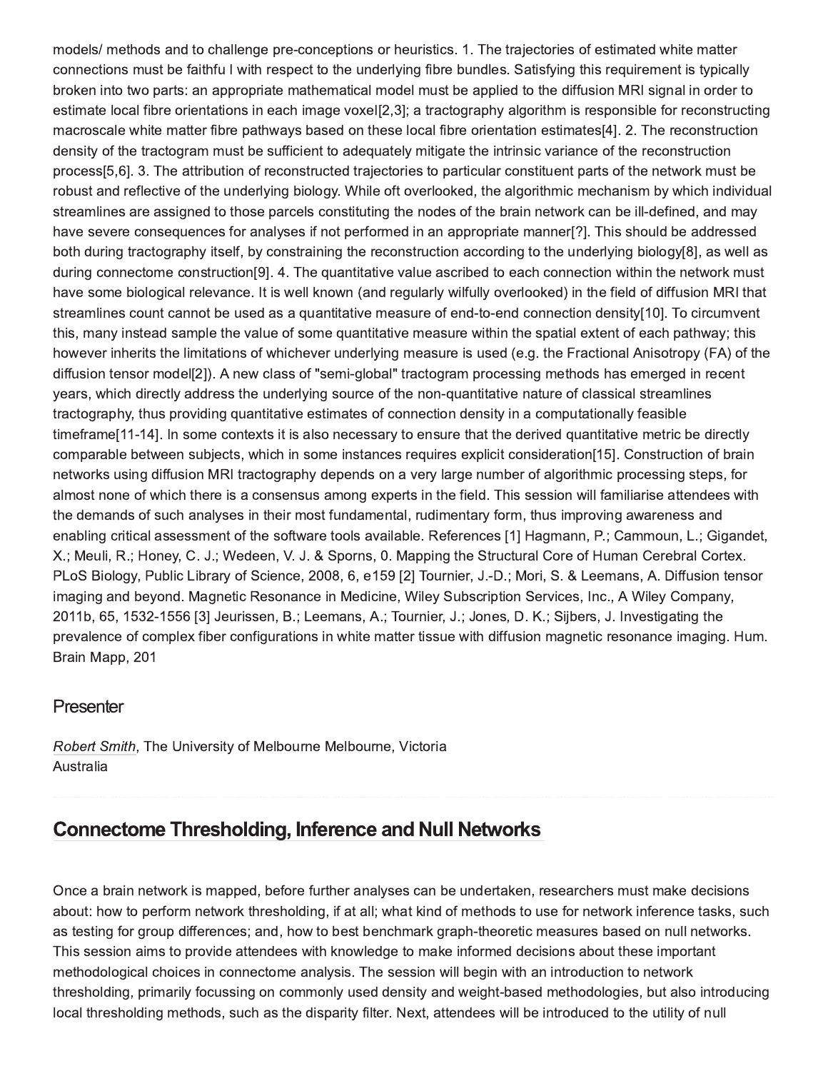models/ methods and to challenge pre-conceptions or heuristics. 1. The trajectories of estimated white matter connections must be faithfu l with respect to the underlying fibre bundles. Satisfying this requirement is typically broken into two parts: an appropriate mathematical model must be applied to the diffusion MRI signal in order to estimate local fibre orientations in each image voxel[2,3]; a tractography algorithm is responsible for reconstructing macroscale white matter fibre pathways based on these local fibre orientation estimates[4]. 2. The reconstruction density of the tractogram must be sufficient to adequately mitigate the intrinsic variance of the reconstruction process[5,6]. 3. The attribution of reconstructed trajectories to particular constituent parts of the network must be robust and reflective of the underlying biology. While oft overlooked, the algorithmic mechanism by which individual streamlines are assigned to those parcels constituting the nodes of the brain network can be ill-defined, and may have severe consequences for analyses if not performed in an appropriate manner[?]. This should be addressed both during tractography itself, by constraining the reconstruction according to the underlying biology[8], as well as during connectome construction[9]. 4. The quantitative value ascribed to each connection within the network must have some biological relevance. It is well known (and regularly wilfully overlooked) in the field of diffusion MRI that streamlines count cannot be used as a quantitative measure of end-to-end connection density[10]. To circumvent this, many instead sample the value of some quantitative measure within the spatial extent of each pathway; this however inherits the limitations of whichever underlying measure is used (e.g. the Fractional Anisotropy (FA) of the diffusion tensor model[2]). A new class of "semi-global" tractogram processing methods has emerged in recent years, which directly address the underlying source of the non-quantitative nature of classical streamlines tractography, thus providing quantitative estimates of connection density in a computationally feasible timeframe[11-14]. In some contexts it is also necessary to ensure that the derived quantitative metric be directly comparable between subjects, which in some instances requires explicit consideration[15]. Construction of brain networks using diffusion MRI tractography depends on a very large number of algorithmic processing steps, for almost none of which there is a consensus among experts in the field. This session will familiarise attendees with the demands of such analyses in their most fundamental, rudimentary form, thus improving awareness and enabling critical assessment of the software tools available. References [1] Hagmann, P.; Cammoun, L.; Gigandet, X.; Meuli, R.; Honey, C. J.; Wedeen, V. J. & Sporns, 0. Mapping the Structural Core of Human Cerebral Cortex. PLoS Biology, Public Library of Science, 2008, 6, e159 [2] Tournier, J.-D.; Mori, S. & Leemans, A. Diffusion tensor imaging and beyond. Magnetic Resonance in Medicine, Wiley Subscription Services, Inc., A Wiley Company, 2011b, 65, 1532-1556 [3] Jeurissen, B.; Leemans, A.; Tournier, J.; Jones, D. K.; Sijbers, J. Investigating the prevalence of complex fiber configurations in white matter tissue with diffusion magnetic resonance imaging. Hum. Brain Mapp, 201

### Presenter

*Robert Smith*, The University of Melbourne Melbourne, Victoria
Australia

## Connectome Thresholding, Inference and Null Networks

Once a brain network is mapped, before further analyses can be undertaken, researchers must make decisions about: how to perform network thresholding, if at all; what kind of methods to use for network inference tasks, such as testing for group differences; and, how to best benchmark graph-theoretic measures based on null networks. This session aims to provide attendees with knowledge to make informed decisions about these important methodological choices in connectome analysis. The session will begin with an introduction to network thresholding, primarily focussing on commonly used density and weight-based methodologies, but also introducing local thresholding methods, such as the disparity filter. Next, attendees will be introduced to the utility of null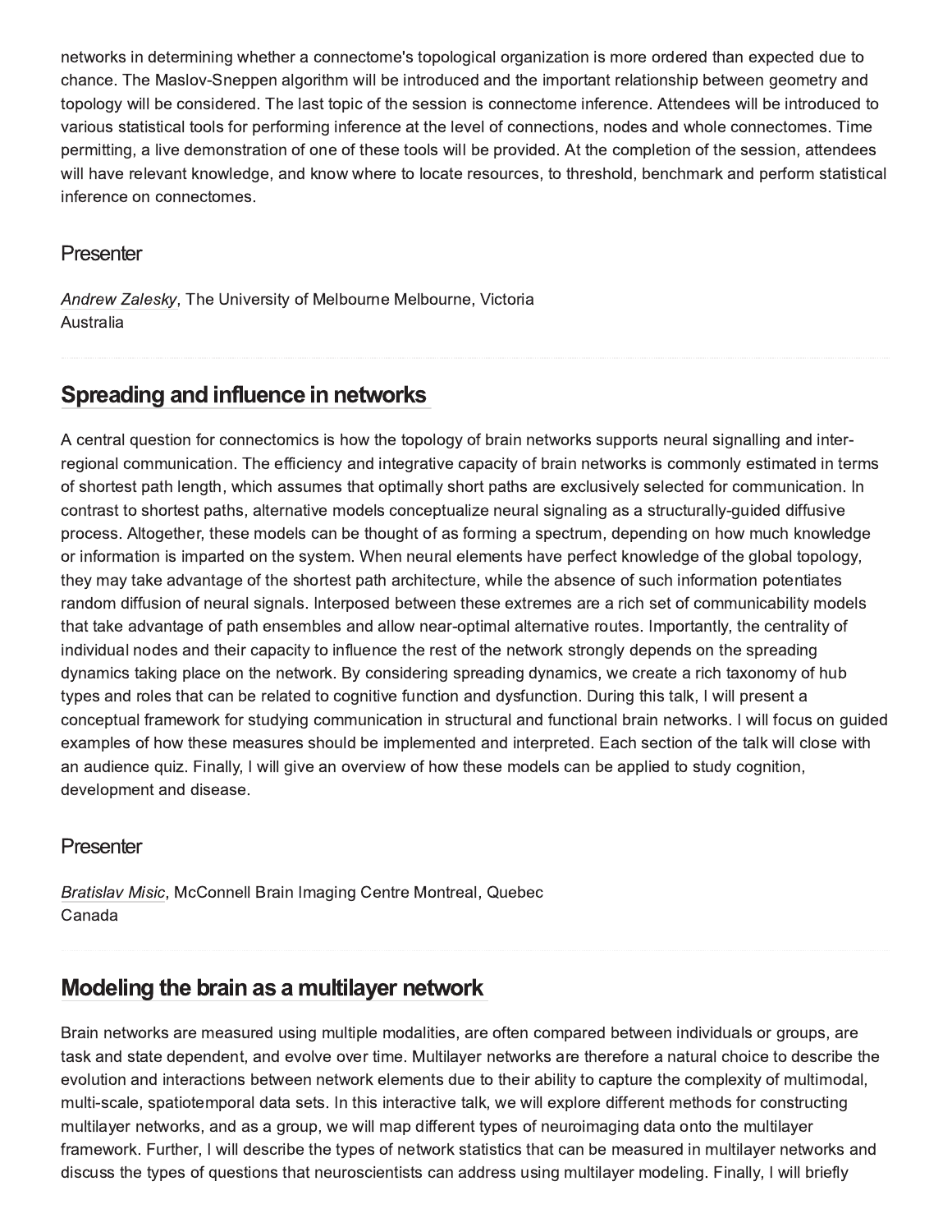networks in determining whether a connectome's topological organization is more ordered than expected due to chance. The Maslov-Sneppen algorithm will be introduced and the important relationship between geometry and topology will be considered. The last topic of the session is connectome inference. Attendees will be introduced to various statistical tools for performing inference at the level of connections, nodes and whole connectomes. Time permitting, a live demonstration of one of these tools will be provided. At the completion of the session, attendees will have relevant knowledge, and know where to locate resources, to threshold, benchmark and perform statistical inference on connectomes.

### Presenter

*Andrew Zalesky*, The University of Melbourne Melbourne, Victoria
Australia

## Spreading and influence in networks

A central question for connectomics is how the topology of brain networks supports neural signalling and inter-regional communication. The efficiency and integrative capacity of brain networks is commonly estimated in terms of shortest path length, which assumes that optimally short paths are exclusively selected for communication. In contrast to shortest paths, alternative models conceptualize neural signaling as a structurally-guided diffusive process. Altogether, these models can be thought of as forming a spectrum, depending on how much knowledge or information is imparted on the system. When neural elements have perfect knowledge of the global topology, they may take advantage of the shortest path architecture, while the absence of such information potentiates random diffusion of neural signals. Interposed between these extremes are a rich set of communicability models that take advantage of path ensembles and allow near-optimal alternative routes. Importantly, the centrality of individual nodes and their capacity to influence the rest of the network strongly depends on the spreading dynamics taking place on the network. By considering spreading dynamics, we create a rich taxonomy of hub types and roles that can be related to cognitive function and dysfunction. During this talk, I will present a conceptual framework for studying communication in structural and functional brain networks. I will focus on guided examples of how these measures should be implemented and interpreted. Each section of the talk will close with an audience quiz. Finally, I will give an overview of how these models can be applied to study cognition, development and disease.

### Presenter

*Bratislav Misic*, McConnell Brain Imaging Centre Montreal, Quebec
Canada

## Modeling the brain as a multilayer network

Brain networks are measured using multiple modalities, are often compared between individuals or groups, are task and state dependent, and evolve over time. Multilayer networks are therefore a natural choice to describe the evolution and interactions between network elements due to their ability to capture the complexity of multimodal, multi-scale, spatiotemporal data sets. In this interactive talk, we will explore different methods for constructing multilayer networks, and as a group, we will map different types of neuroimaging data onto the multilayer framework. Further, I will describe the types of network statistics that can be measured in multilayer networks and discuss the types of questions that neuroscientists can address using multilayer modeling. Finally, I will briefly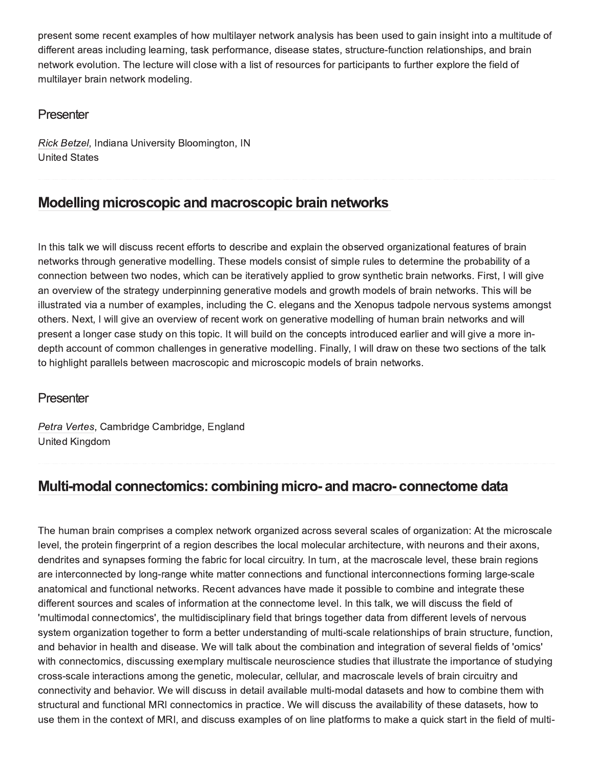present some recent examples of how multilayer network analysis has been used to gain insight into a multitude of different areas including learning, task performance, disease states, structure-function relationships, and brain network evolution. The lecture will close with a list of resources for participants to further explore the field of multilayer brain network modeling.

### Presenter

*Rick Betzel*, Indiana University Bloomington, IN
United States

## Modelling microscopic and macroscopic brain networks

In this talk we will discuss recent efforts to describe and explain the observed organizational features of brain networks through generative modelling. These models consist of simple rules to determine the probability of a connection between two nodes, which can be iteratively applied to grow synthetic brain networks. First, I will give an overview of the strategy underpinning generative models and growth models of brain networks. This will be illustrated via a number of examples, including the C. elegans and the Xenopus tadpole nervous systems amongst others. Next, I will give an overview of recent work on generative modelling of human brain networks and will present a longer case study on this topic. It will build on the concepts introduced earlier and will give a more in-depth account of common challenges in generative modelling. Finally, I will draw on these two sections of the talk to highlight parallels between macroscopic and microscopic models of brain networks.

### Presenter

*Petra Vertes*, Cambridge Cambridge, England
United Kingdom

## Multi-modal connectomics: combining micro- and macro- connectome data

The human brain comprises a complex network organized across several scales of organization: At the microscale level, the protein fingerprint of a region describes the local molecular architecture, with neurons and their axons, dendrites and synapses forming the fabric for local circuitry. In turn, at the macroscale level, these brain regions are interconnected by long-range white matter connections and functional interconnections forming large-scale anatomical and functional networks. Recent advances have made it possible to combine and integrate these different sources and scales of information at the connectome level. In this talk, we will discuss the field of 'multimodal connectomics', the multidisciplinary field that brings together data from different levels of nervous system organization together to form a better understanding of multi-scale relationships of brain structure, function, and behavior in health and disease. We will talk about the combination and integration of several fields of 'omics' with connectomics, discussing exemplary multiscale neuroscience studies that illustrate the importance of studying cross-scale interactions among the genetic, molecular, cellular, and macroscale levels of brain circuitry and connectivity and behavior. We will discuss in detail available multi-modal datasets and how to combine them with structural and functional MRI connectomics in practice. We will discuss the availability of these datasets, how to use them in the context of MRI, and discuss examples of on line platforms to make a quick start in the field of multi-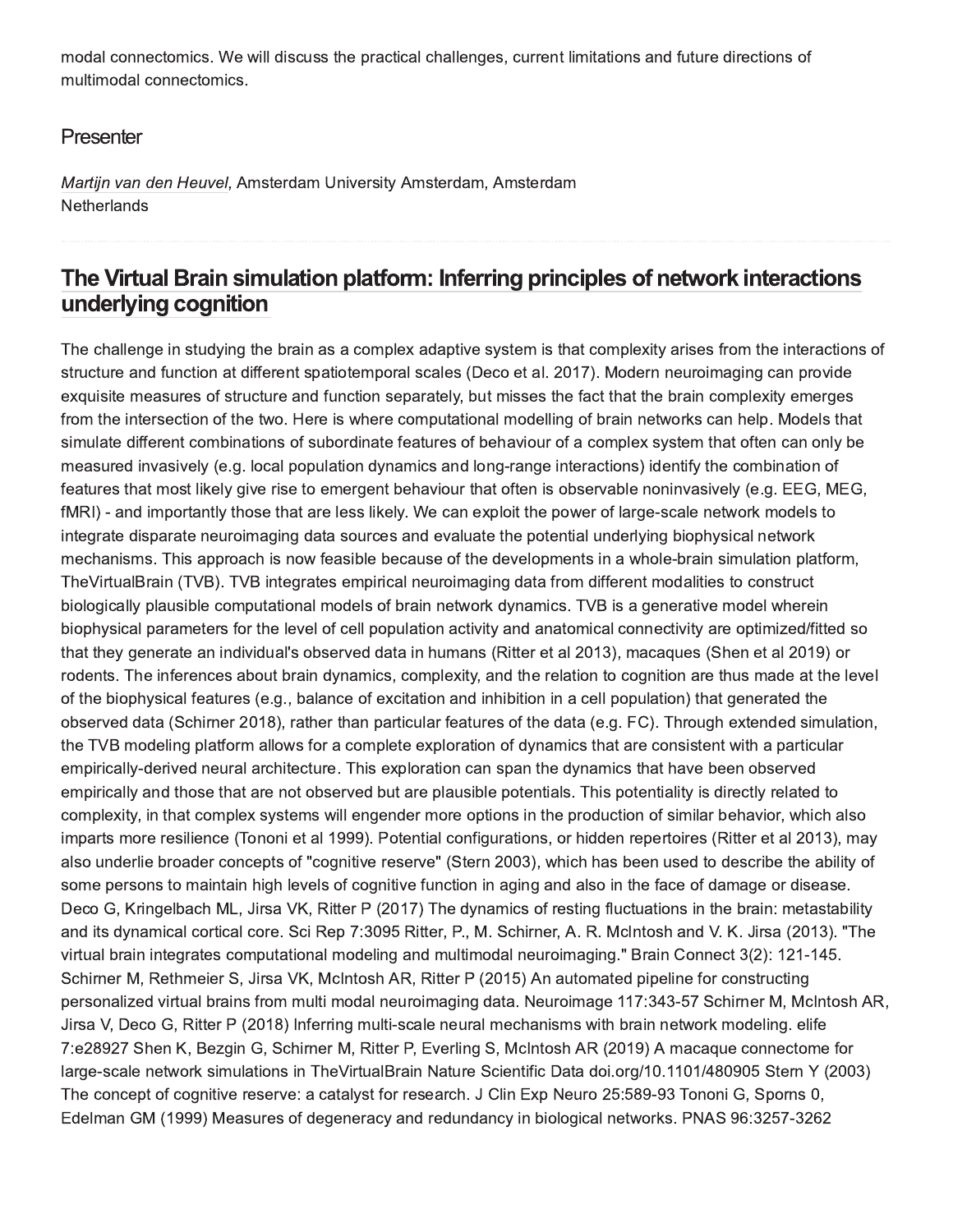modal connectomics. We will discuss the practical challenges, current limitations and future directions of multimodal connectomics.

### Presenter

*Martijn van den Heuvel*, Amsterdam University Amsterdam, Amsterdam
Netherlands

## The Virtual Brain simulation platform: Inferring principles of network interactions underlying cognition

The challenge in studying the brain as a complex adaptive system is that complexity arises from the interactions of structure and function at different spatiotemporal scales (Deco et al. 2017). Modern neuroimaging can provide exquisite measures of structure and function separately, but misses the fact that the brain complexity emerges from the intersection of the two. Here is where computational modelling of brain networks can help. Models that simulate different combinations of subordinate features of behaviour of a complex system that often can only be measured invasively (e.g. local population dynamics and long-range interactions) identify the combination of features that most likely give rise to emergent behaviour that often is observable noninvasively (e.g. EEG, MEG, fMRI) - and importantly those that are less likely. We can exploit the power of large-scale network models to integrate disparate neuroimaging data sources and evaluate the potential underlying biophysical network mechanisms. This approach is now feasible because of the developments in a whole-brain simulation platform, TheVirtualBrain (TVB). TVB integrates empirical neuroimaging data from different modalities to construct biologically plausible computational models of brain network dynamics. TVB is a generative model wherein biophysical parameters for the level of cell population activity and anatomical connectivity are optimized/fitted so that they generate an individual's observed data in humans (Ritter et al 2013), macaques (Shen et al 2019) or rodents. The inferences about brain dynamics, complexity, and the relation to cognition are thus made at the level of the biophysical features (e.g., balance of excitation and inhibition in a cell population) that generated the observed data (Schirner 2018), rather than particular features of the data (e.g. FC). Through extended simulation, the TVB modeling platform allows for a complete exploration of dynamics that are consistent with a particular empirically-derived neural architecture. This exploration can span the dynamics that have been observed empirically and those that are not observed but are plausible potentials. This potentiality is directly related to complexity, in that complex systems will engender more options in the production of similar behavior, which also imparts more resilience (Tononi et al 1999). Potential configurations, or hidden repertoires (Ritter et al 2013), may also underlie broader concepts of "cognitive reserve" (Stern 2003), which has been used to describe the ability of some persons to maintain high levels of cognitive function in aging and also in the face of damage or disease. Deco G, Kringelbach ML, Jirsa VK, Ritter P (2017) The dynamics of resting fluctuations in the brain: metastability and its dynamical cortical core. Sci Rep 7:3095 Ritter, P., M. Schirner, A. R. McIntosh and V. K. Jirsa (2013). "The virtual brain integrates computational modeling and multimodal neuroimaging." Brain Connect 3(2): 121-145. Schirner M, Rethmeier S, Jirsa VK, McIntosh AR, Ritter P (2015) An automated pipeline for constructing personalized virtual brains from multi modal neuroimaging data. Neuroimage 117:343-57 Schirner M, McIntosh AR, Jirsa V, Deco G, Ritter P (2018) Inferring multi-scale neural mechanisms with brain network modeling. elife 7:e28927 Shen K, Bezgin G, Schirner M, Ritter P, Everling S, McIntosh AR (2019) A macaque connectome for large-scale network simulations in TheVirtualBrain Nature Scientific Data doi.org/10.1101/480905 Stern Y (2003) The concept of cognitive reserve: a catalyst for research. J Clin Exp Neuro 25:589-93 Tononi G, Sporns 0, Edelman GM (1999) Measures of degeneracy and redundancy in biological networks. PNAS 96:3257-3262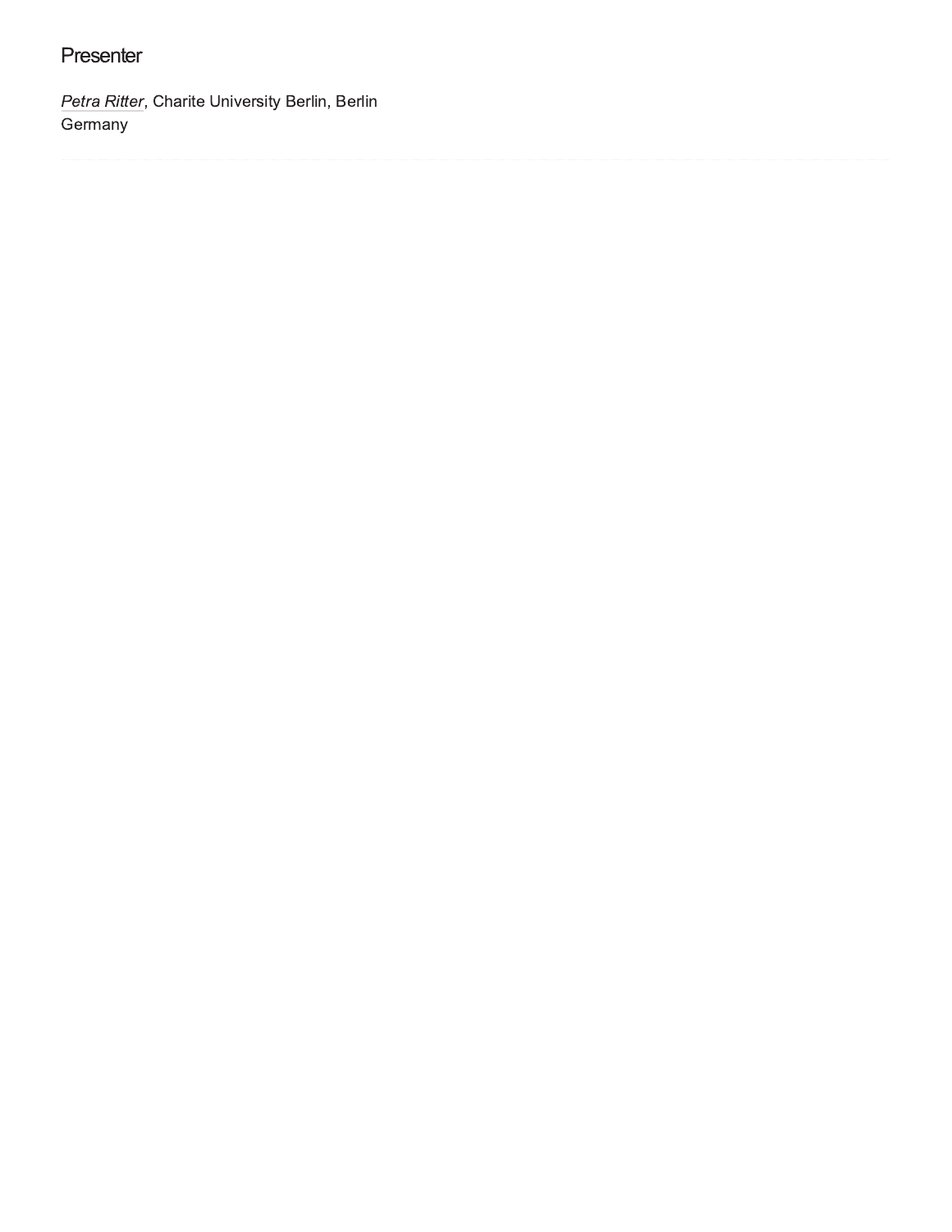## Presenter

*Petra Ritter*, Charite University Berlin, Berlin
Germany